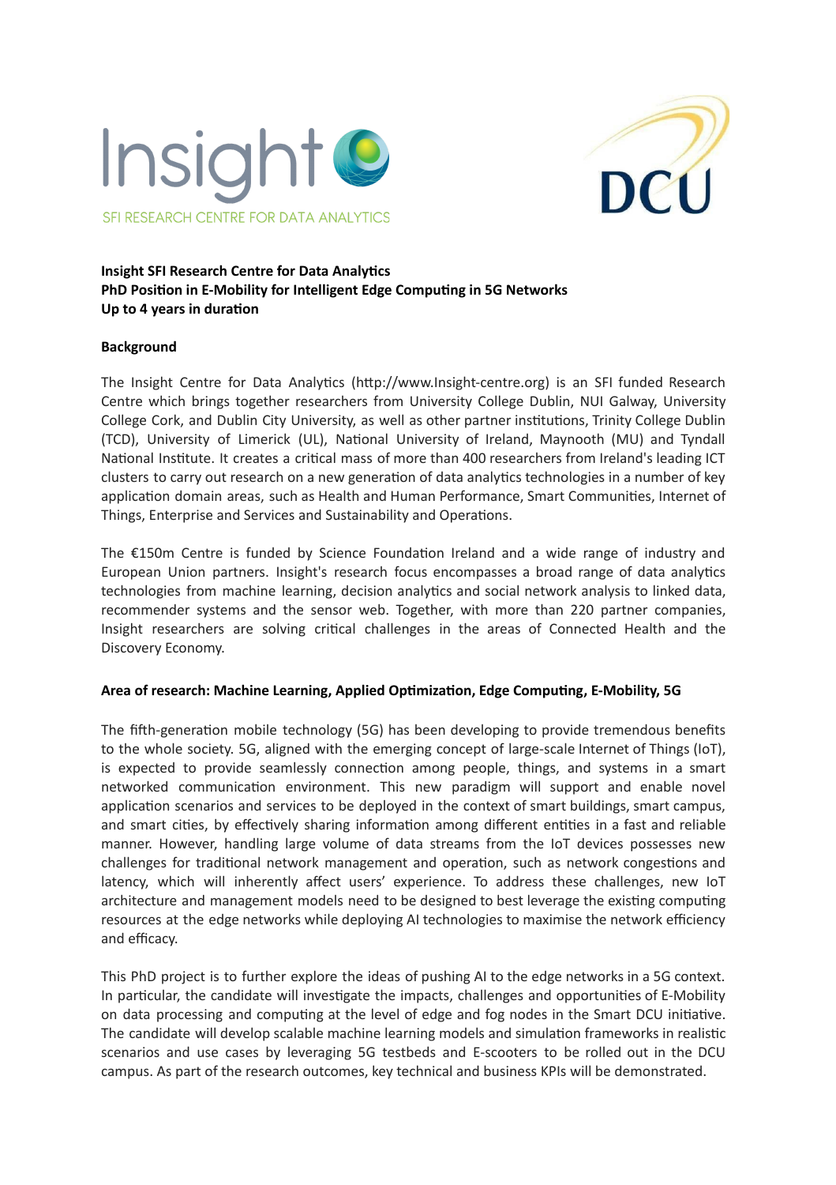**Insight SFI Research Centre for Data Analytics**
**PhD Position in E-Mobility for Intelligent Edge Computing in 5G Networks**
**Up to 4 years in duration**

**Background**

The Insight Centre for Data Analytics (http://www.Insight-centre.org) is an SFI funded Research Centre which brings together researchers from University College Dublin, NUI Galway, University College Cork, and Dublin City University, as well as other partner institutions, Trinity College Dublin (TCD), University of Limerick (UL), National University of Ireland, Maynooth (MU) and Tyndall National Institute. It creates a critical mass of more than 400 researchers from Ireland's leading ICT clusters to carry out research on a new generation of data analytics technologies in a number of key application domain areas, such as Health and Human Performance, Smart Communities, Internet of Things, Enterprise and Services and Sustainability and Operations.

The €150m Centre is funded by Science Foundation Ireland and a wide range of industry and European Union partners. Insight's research focus encompasses a broad range of data analytics technologies from machine learning, decision analytics and social network analysis to linked data, recommender systems and the sensor web. Together, with more than 220 partner companies, Insight researchers are solving critical challenges in the areas of Connected Health and the Discovery Economy.

**Area of research: Machine Learning, Applied Optimization, Edge Computing, E-Mobility, 5G**

The fifth-generation mobile technology (5G) has been developing to provide tremendous benefits to the whole society. 5G, aligned with the emerging concept of large-scale Internet of Things (IoT), is expected to provide seamlessly connection among people, things, and systems in a smart networked communication environment. This new paradigm will support and enable novel application scenarios and services to be deployed in the context of smart buildings, smart campus, and smart cities, by effectively sharing information among different entities in a fast and reliable manner. However, handling large volume of data streams from the IoT devices possesses new challenges for traditional network management and operation, such as network congestions and latency, which will inherently affect users' experience. To address these challenges, new IoT architecture and management models need to be designed to best leverage the existing computing resources at the edge networks while deploying AI technologies to maximise the network efficiency and efficacy.

This PhD project is to further explore the ideas of pushing AI to the edge networks in a 5G context. In particular, the candidate will investigate the impacts, challenges and opportunities of E-Mobility on data processing and computing at the level of edge and fog nodes in the Smart DCU initiative. The candidate will develop scalable machine learning models and simulation frameworks in realistic scenarios and use cases by leveraging 5G testbeds and E-scooters to be rolled out in the DCU campus. As part of the research outcomes, key technical and business KPIs will be demonstrated.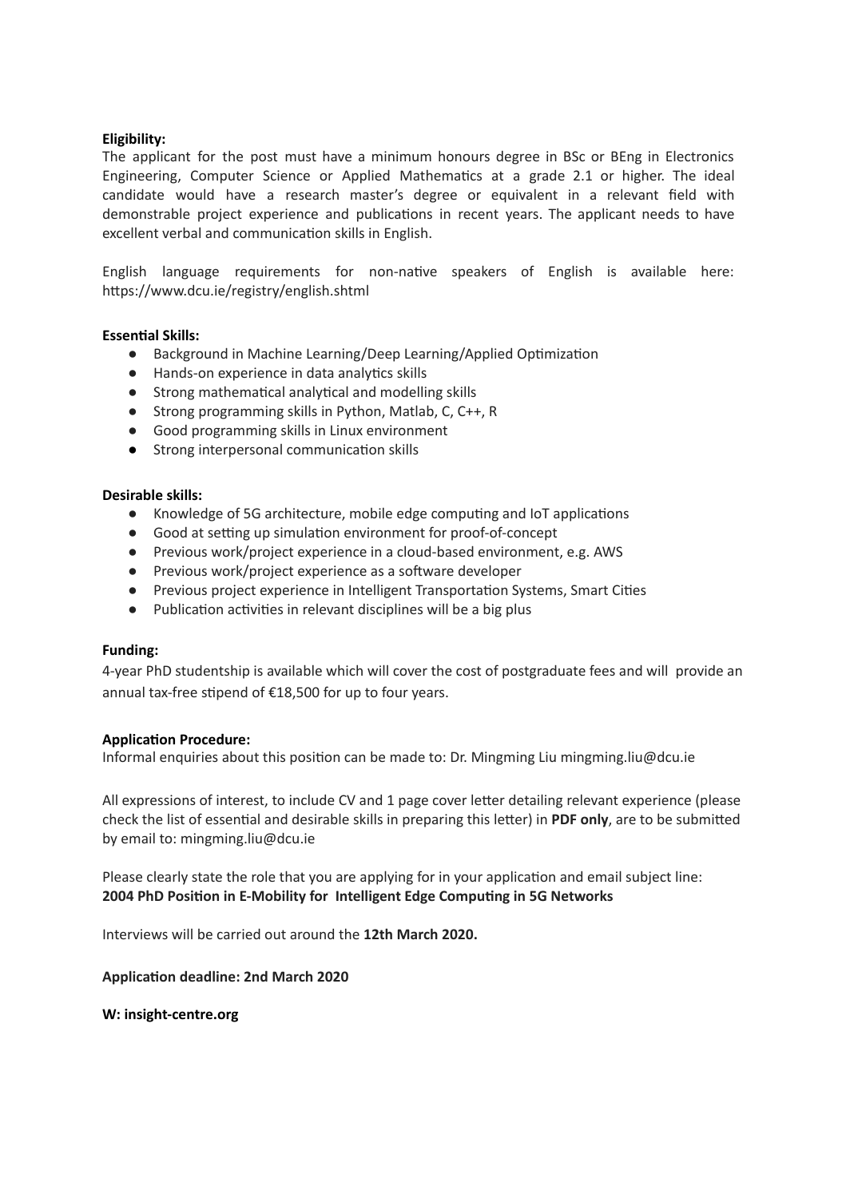**Eligibility:**
The applicant for the post must have a minimum honours degree in BSc or BEng in Electronics Engineering, Computer Science or Applied Mathematics at a grade 2.1 or higher. The ideal candidate would have a research master's degree or equivalent in a relevant field with demonstrable project experience and publications in recent years. The applicant needs to have excellent verbal and communication skills in English.

English language requirements for non-native speakers of English is available here: https://www.dcu.ie/registry/english.shtml

**Essential Skills:**

- Background in Machine Learning/Deep Learning/Applied Optimization
- Hands-on experience in data analytics skills
- Strong mathematical analytical and modelling skills
- Strong programming skills in Python, Matlab, C, C++, R
- Good programming skills in Linux environment
- Strong interpersonal communication skills

**Desirable skills:**

- Knowledge of 5G architecture, mobile edge computing and IoT applications
- Good at setting up simulation environment for proof-of-concept
- Previous work/project experience in a cloud-based environment, e.g. AWS
- Previous work/project experience as a software developer
- Previous project experience in Intelligent Transportation Systems, Smart Cities
- Publication activities in relevant disciplines will be a big plus

**Funding:**
4-year PhD studentship is available which will cover the cost of postgraduate fees and will provide an annual tax-free stipend of €18,500 for up to four years.

**Application Procedure:**
Informal enquiries about this position can be made to: Dr. Mingming Liu mingming.liu@dcu.ie

All expressions of interest, to include CV and 1 page cover letter detailing relevant experience (please check the list of essential and desirable skills in preparing this letter) in **PDF only**, are to be submitted by email to: mingming.liu@dcu.ie

Please clearly state the role that you are applying for in your application and email subject line:
**2004 PhD Position in E-Mobility for Intelligent Edge Computing in 5G Networks**

Interviews will be carried out around the **12th March 2020.**

**Application deadline: 2nd March 2020**

**W: insight-centre.org**